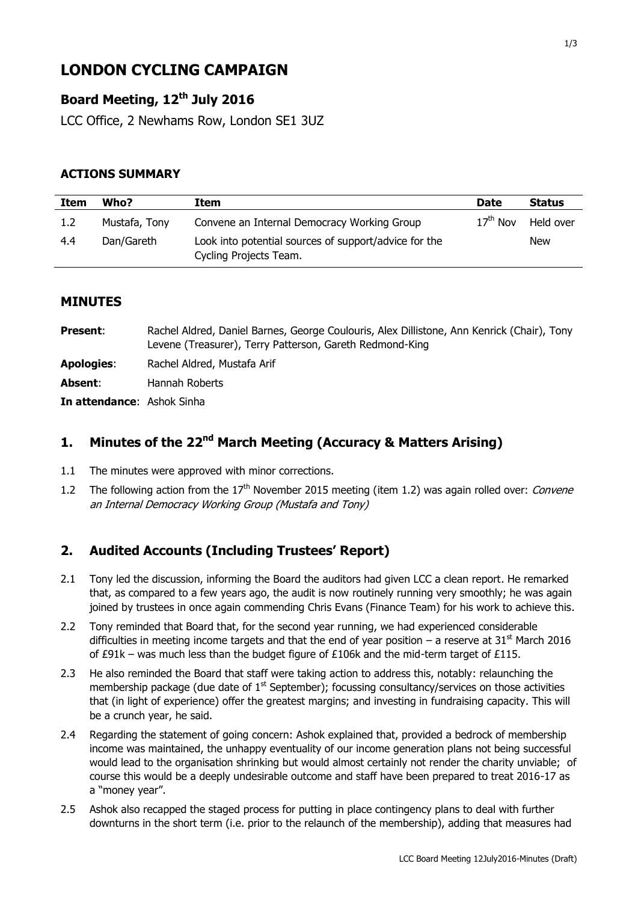# LONDON CYCLING CAMPAIGN

## Board Meeting, 12th July 2016

LCC Office, 2 Newhams Row, London SE1 3UZ

### ACTIONS SUMMARY

| Item | Who? | Item | Date | Status |
|---|---|---|---|---|
| 1.2 | Mustafa, Tony | Convene an Internal Democracy Working Group | 17th Nov | Held over |
| 4.4 | Dan/Gareth | Look into potential sources of support/advice for the Cycling Projects Team. | | New |

## MINUTES

**Present**: Rachel Aldred, Daniel Barnes, George Coulouris, Alex Dillistone, Ann Kenrick (Chair), Tony Levene (Treasurer), Terry Patterson, Gareth Redmond-King

**Apologies**: Rachel Aldred, Mustafa Arif

**Absent**: Hannah Roberts

**In attendance**: Ashok Sinha

## 1. Minutes of the 22nd March Meeting (Accuracy & Matters Arising)

1.1 The minutes were approved with minor corrections.

1.2 The following action from the 17th November 2015 meeting (item 1.2) was again rolled over: *Convene an Internal Democracy Working Group (Mustafa and Tony)*

## 2. Audited Accounts (Including Trustees' Report)

2.1 Tony led the discussion, informing the Board the auditors had given LCC a clean report. He remarked that, as compared to a few years ago, the audit is now routinely running very smoothly; he was again joined by trustees in once again commending Chris Evans (Finance Team) for his work to achieve this.

2.2 Tony reminded that Board that, for the second year running, we had experienced considerable difficulties in meeting income targets and that the end of year position – a reserve at 31st March 2016 of £91k – was much less than the budget figure of £106k and the mid-term target of £115.

2.3 He also reminded the Board that staff were taking action to address this, notably: relaunching the membership package (due date of 1st September); focussing consultancy/services on those activities that (in light of experience) offer the greatest margins; and investing in fundraising capacity. This will be a crunch year, he said.

2.4 Regarding the statement of going concern: Ashok explained that, provided a bedrock of membership income was maintained, the unhappy eventuality of our income generation plans not being successful would lead to the organisation shrinking but would almost certainly not render the charity unviable; of course this would be a deeply undesirable outcome and staff have been prepared to treat 2016-17 as a "money year".

2.5 Ashok also recapped the staged process for putting in place contingency plans to deal with further downturns in the short term (i.e. prior to the relaunch of the membership), adding that measures had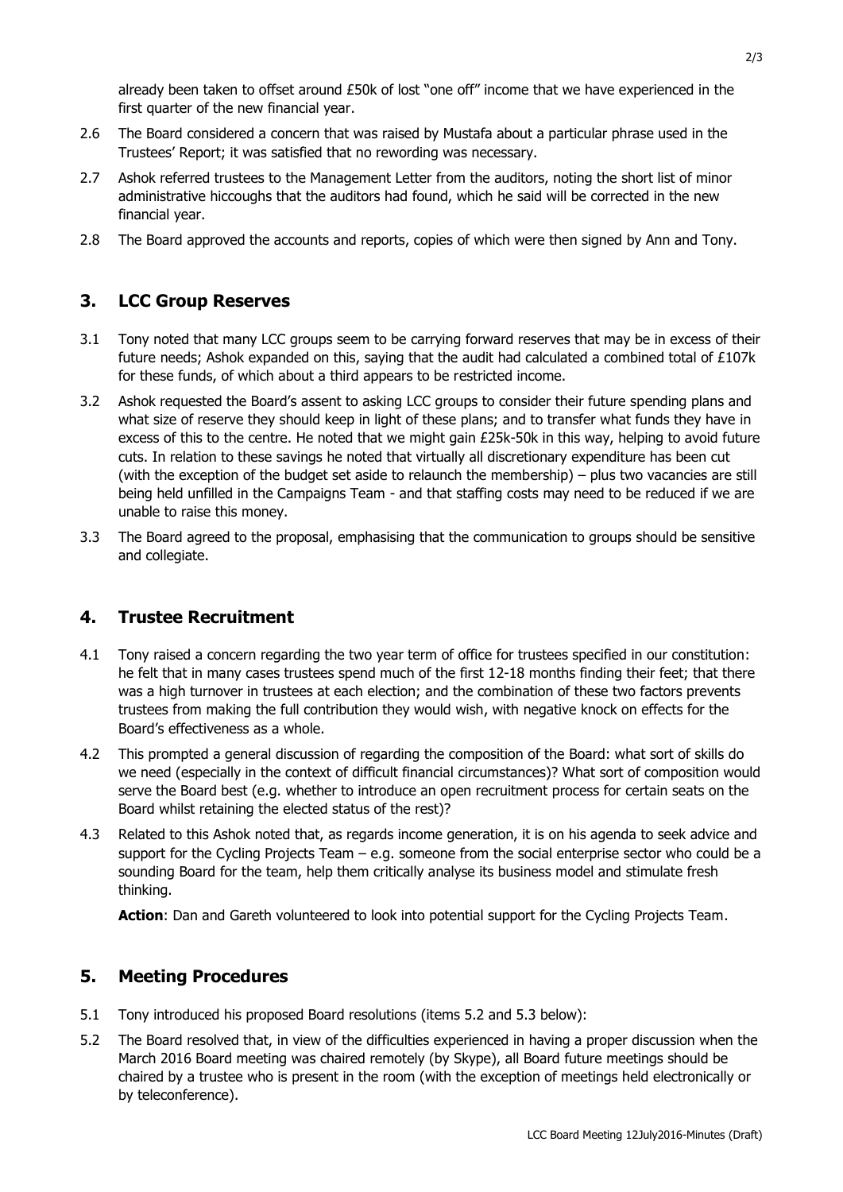already been taken to offset around £50k of lost "one off" income that we have experienced in the first quarter of the new financial year.

2.6 The Board considered a concern that was raised by Mustafa about a particular phrase used in the Trustees' Report; it was satisfied that no rewording was necessary.

2.7 Ashok referred trustees to the Management Letter from the auditors, noting the short list of minor administrative hiccoughs that the auditors had found, which he said will be corrected in the new financial year.

2.8 The Board approved the accounts and reports, copies of which were then signed by Ann and Tony.

## 3. LCC Group Reserves

3.1 Tony noted that many LCC groups seem to be carrying forward reserves that may be in excess of their future needs; Ashok expanded on this, saying that the audit had calculated a combined total of £107k for these funds, of which about a third appears to be restricted income.

3.2 Ashok requested the Board's assent to asking LCC groups to consider their future spending plans and what size of reserve they should keep in light of these plans; and to transfer what funds they have in excess of this to the centre. He noted that we might gain £25k-50k in this way, helping to avoid future cuts. In relation to these savings he noted that virtually all discretionary expenditure has been cut (with the exception of the budget set aside to relaunch the membership) – plus two vacancies are still being held unfilled in the Campaigns Team - and that staffing costs may need to be reduced if we are unable to raise this money.

3.3 The Board agreed to the proposal, emphasising that the communication to groups should be sensitive and collegiate.

## 4. Trustee Recruitment

4.1 Tony raised a concern regarding the two year term of office for trustees specified in our constitution: he felt that in many cases trustees spend much of the first 12-18 months finding their feet; that there was a high turnover in trustees at each election; and the combination of these two factors prevents trustees from making the full contribution they would wish, with negative knock on effects for the Board's effectiveness as a whole.

4.2 This prompted a general discussion of regarding the composition of the Board: what sort of skills do we need (especially in the context of difficult financial circumstances)? What sort of composition would serve the Board best (e.g. whether to introduce an open recruitment process for certain seats on the Board whilst retaining the elected status of the rest)?

4.3 Related to this Ashok noted that, as regards income generation, it is on his agenda to seek advice and support for the Cycling Projects Team – e.g. someone from the social enterprise sector who could be a sounding Board for the team, help them critically analyse its business model and stimulate fresh thinking.

**Action**: Dan and Gareth volunteered to look into potential support for the Cycling Projects Team.

## 5. Meeting Procedures

5.1 Tony introduced his proposed Board resolutions (items 5.2 and 5.3 below):

5.2 The Board resolved that, in view of the difficulties experienced in having a proper discussion when the March 2016 Board meeting was chaired remotely (by Skype), all Board future meetings should be chaired by a trustee who is present in the room (with the exception of meetings held electronically or by teleconference).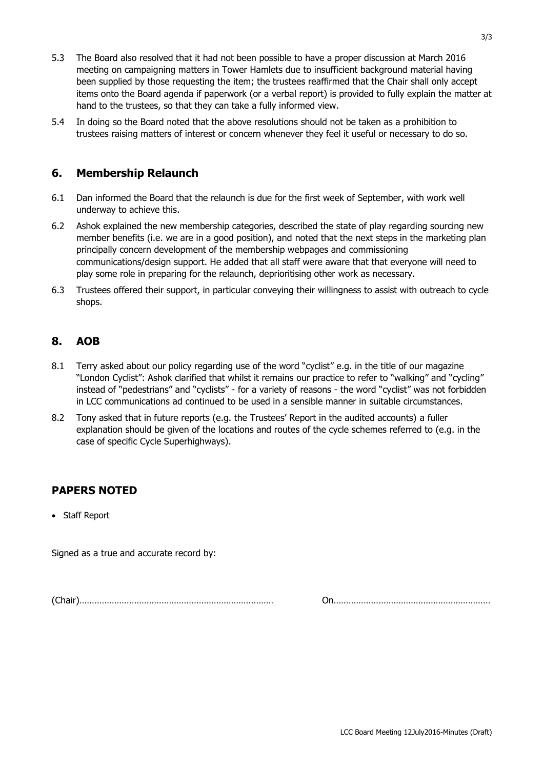5.3 The Board also resolved that it had not been possible to have a proper discussion at March 2016 meeting on campaigning matters in Tower Hamlets due to insufficient background material having been supplied by those requesting the item; the trustees reaffirmed that the Chair shall only accept items onto the Board agenda if paperwork (or a verbal report) is provided to fully explain the matter at hand to the trustees, so that they can take a fully informed view.

5.4 In doing so the Board noted that the above resolutions should not be taken as a prohibition to trustees raising matters of interest or concern whenever they feel it useful or necessary to do so.

## 6. Membership Relaunch

6.1 Dan informed the Board that the relaunch is due for the first week of September, with work well underway to achieve this.

6.2 Ashok explained the new membership categories, described the state of play regarding sourcing new member benefits (i.e. we are in a good position), and noted that the next steps in the marketing plan principally concern development of the membership webpages and commissioning communications/design support. He added that all staff were aware that that everyone will need to play some role in preparing for the relaunch, deprioritising other work as necessary.

6.3 Trustees offered their support, in particular conveying their willingness to assist with outreach to cycle shops.

## 8. AOB

8.1 Terry asked about our policy regarding use of the word "cyclist" e.g. in the title of our magazine "London Cyclist": Ashok clarified that whilst it remains our practice to refer to "walking" and "cycling" instead of "pedestrians" and "cyclists" - for a variety of reasons - the word "cyclist" was not forbidden in LCC communications ad continued to be used in a sensible manner in suitable circumstances.

8.2 Tony asked that in future reports (e.g. the Trustees' Report in the audited accounts) a fuller explanation should be given of the locations and routes of the cycle schemes referred to (e.g. in the case of specific Cycle Superhighways).

## PAPERS NOTED

- Staff Report

Signed as a true and accurate record by:

(Chair)…………………………………………………………………… On………………………………………………………

LCC Board Meeting 12July2016-Minutes (Draft)